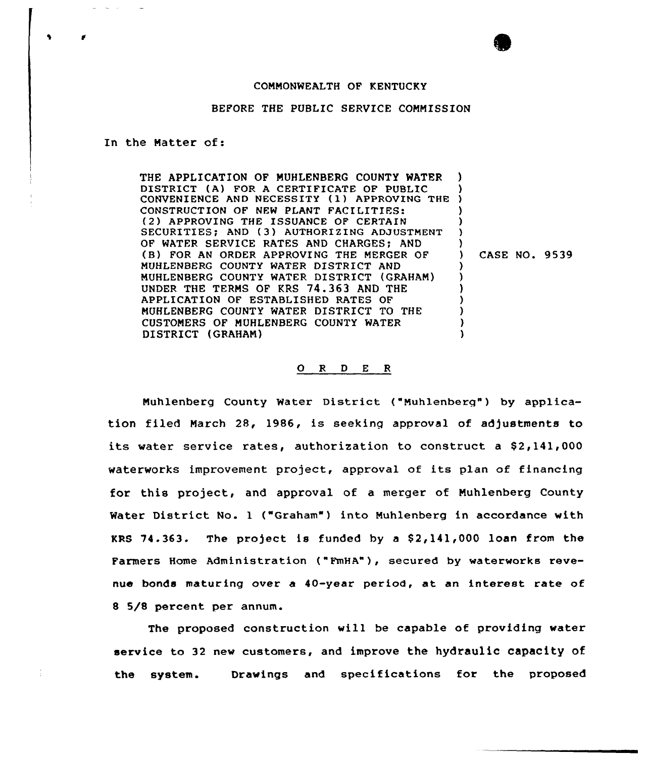COMMONWEALTH OF KENTUCKY

BEFORE THE PUBLIC SERVICE COMMISSION

In the Matter of:

THE APPLICATION OF MUHLENBERG COUNTY WATER DISTRICT (A) FOR A CERTIFICATE OF PUBLIC CONVENIENCE AND NECESSITY (1) APPROVING THE CONSTRUCTION OF NEW PLANT FACILITIES: (2) APPROVING THE ISSUANCE OF CERTAIN SECURITIES; AND (3) AUTHORIZING ADJUSTMENT OF WATER SERVICE RATES AND CHARGES; AND (B) FOR AN ORDER APPROVING THE MERGER OF MUHLENBERG COUNTY WATER DISTRICT AND MUHLENBERG COUNTY WATER DISTRICT (GRAHAM) UNDER THE TERMS OF KRS 74.363 AND THE APPLICATION OF ESTABLISHED RATES OF MUHLENBERG COUNTY WATER DISTRICT TO THE CUSTOMERS OF MUHLENBERG COUNTY WATER DISTRICT (GRAHAM) ) CASE NO. 9539

## O R D E R

Muhlenberg County Water District ("Muhlenberg") by application filed March 28, 1986, is seeking approval of adjustments to its water service rates, authorization to construct a $2,141,000 waterworks improvement project, approval of its plan of financing for this project, and approval of a merger of Muhlenberg County Water District No. 1 ("Graham") into Muhlenberg in accordance with KRS 74.363. The project is funded by a $2,141,000 loan from the Farmers Home Administration ("FmHA"), secured by waterworks revenue bonds maturing over a 40-year period, at an interest rate of 8 5/8 percent per annum.

The proposed construction will be capable of providing water service to 32 new customers, and improve the hydraulic capacity of the system. Drawings and specifications for the proposed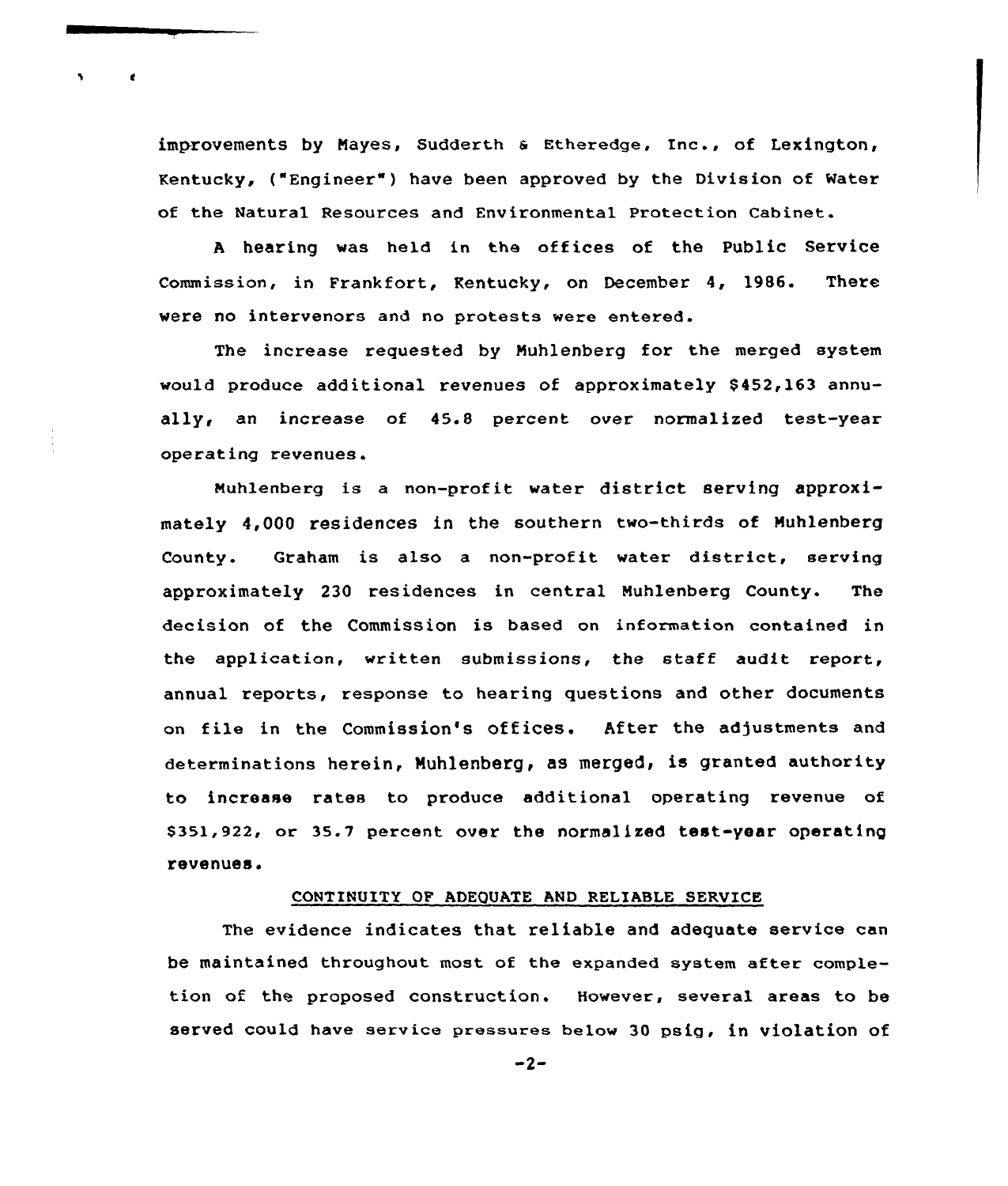improvements by Mayes, Sudderth & Etheredge, Inc., of Lexington, Kentucky, ("Engineer") have been approved by the Division of Water of the Natural Resources and Environmental Protection Cabinet.

A hearing was held in the offices of the Public Service Commission, in Frankfort, Kentucky, on December 4, 1986. There were no intervenors and no protests were entered.

The increase requested by Muhlenberg for the merged system would produce additional revenues of approximately $452,163 annually, an increase of 45.8 percent over normalized test-year operating revenues.

Muhlenberg is a non-profit water district serving approximately 4,000 residences in the southern two-thirds of Muhlenberg County. Graham is also a non-profit water district, serving approximately 230 residences in central Muhlenberg County. The decision of the Commission is based on information contained in the application, written submissions, the staff audit report, annual reports, response to hearing questions and other documents on file in the Commission's offices. After the adjustments and determinations herein, Muhlenberg, as merged, is granted authority to increase rates to produce additional operating revenue of $351,922, or 35.7 percent over the normalized test-year operating revenues.

## CONTINUITY OF ADEQUATE AND RELIABLE SERVICE

The evidence indicates that reliable and adequate service can be maintained throughout most of the expanded system after completion of the proposed construction. However, several areas to be served could have service pressures below 30 psig, in violation of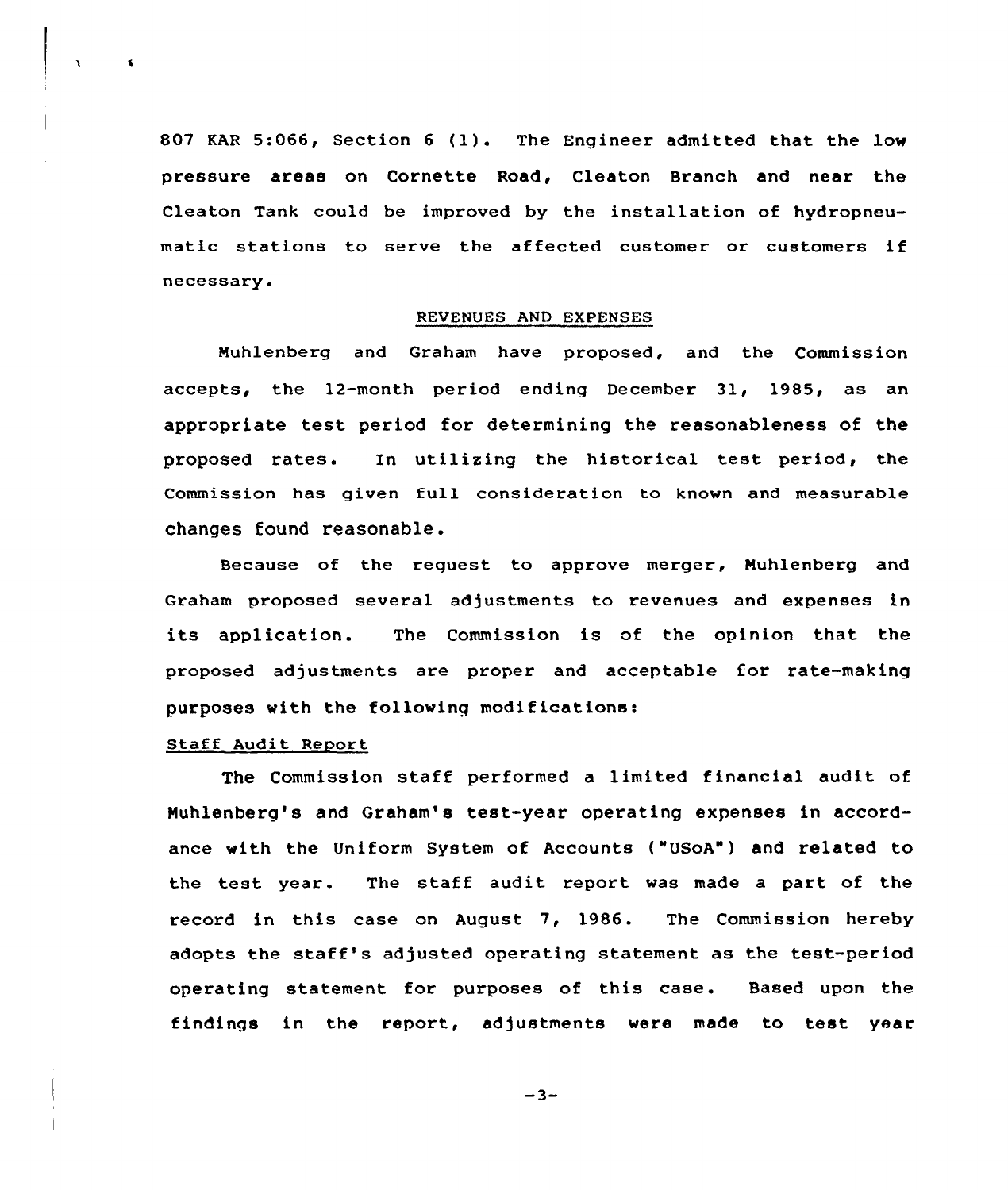807 KAR 5:066, Section 6 (1). The Engineer admitted that the low pressure areas on Cornette Road, Cleaton Branch and near the Cleaton Tank could be improved by the installation of hydropneumatic stations to serve the affected customer or customers if necessary.

## REVENUES AND EXPENSES

Muhlenberg and Graham have proposed, and the Commission accepts, the 12-month period ending December 31, 1985, as an appropriate test period for determining the reasonableness of the proposed rates. In utilizing the historical test period, the Commission has given full consideration to known and measurable changes found reasonable.

Because of the request to approve merger, Muhlenberg and Graham proposed several adjustments to revenues and expenses in its application. The Commission is of the opinion that the proposed adjustments are proper and acceptable for rate-making purposes with the following modifications:

### Staff Audit Report

The Commission staff performed a limited financial audit of Muhlenberg's and Graham's test-year operating expenses in accordance with the Uniform System of Accounts ("USoA") and related to the test year. The staff audit report was made a part of the record in this case on August 7, 1986. The Commission hereby adopts the staff's adjusted operating statement as the test-period operating statement for purposes of this case. Based upon the findings in the report, adjustments were made to test year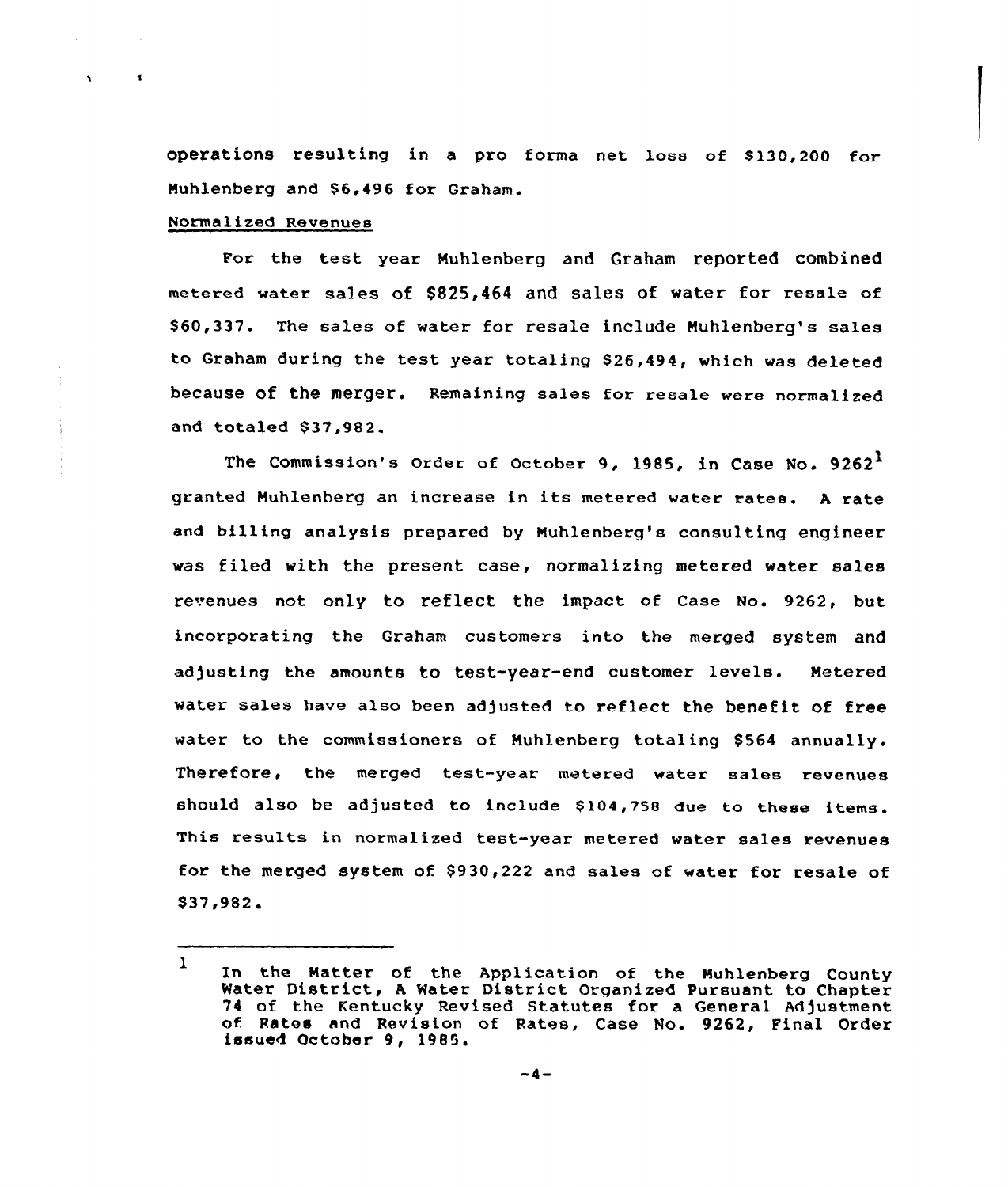operations resulting in a pro forma net loss of $130,200 for Muhlenberg and $6,496 for Graham.

Normalized Revenues

For the test year Muhlenberg and Graham reported combined metered water sales of $825,464 and sales of water for resale of $60,337. The sales of water for resale include Muhlenberg's sales to Graham during the test year totaling $26,494, which was deleted because of the merger. Remaining sales for resale were normalized and totaled $37,982.

The Commission's Order of October 9, 1985, in Case No. 9262[1] granted Muhlenberg an increase in its metered water rates. A rate and billing analysis prepared by Muhlenberg's consulting engineer was filed with the present case, normalizing metered water sales revenues not only to reflect the impact of Case No. 9262, but incorporating the Graham customers into the merged system and adjusting the amounts to test-year-end customer levels. Metered water sales have also been adjusted to reflect the benefit of free water to the commissioners of Muhlenberg totaling $564 annually. Therefore, the merged test-year metered water sales revenues should also be adjusted to include $104,758 due to these items. This results in normalized test-year metered water sales revenues for the merged system of $930,222 and sales of water for resale of $37,982.

---

[1] In the Matter of the Application of the Muhlenberg County Water District, A Water District Organized Pursuant to Chapter 74 of the Kentucky Revised Statutes for a General Adjustment of Rates and Revision of Rates, Case No. 9262, Final Order issued October 9, 1985.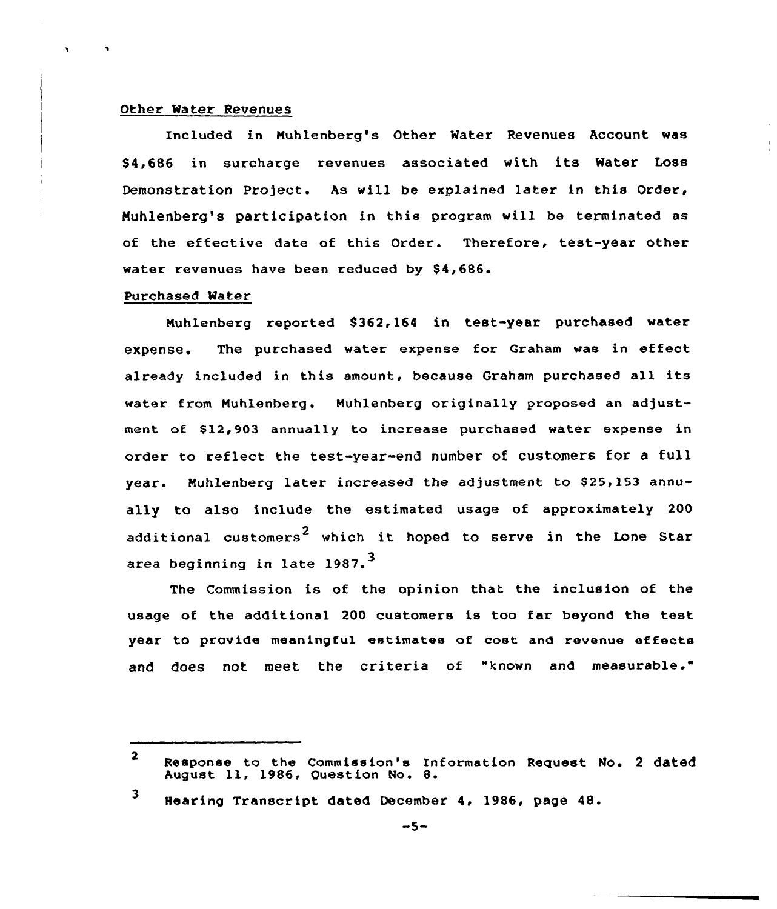Other Water Revenues

Included in Muhlenberg's Other Water Revenues Account was $4,686 in surcharge revenues associated with its Water Loss Demonstration Project. As will be explained later in this Order, Muhlenberg's participation in this program will be terminated as of the effective date of this Order. Therefore, test-year other water revenues have been reduced by $4,686.

Purchased Water

Muhlenberg reported $362,164 in test-year purchased water expense. The purchased water expense for Graham was in effect already included in this amount, because Graham purchased all its water from Muhlenberg. Muhlenberg originally proposed an adjustment of $12,903 annually to increase purchased water expense in order to reflect the test-year-end number of customers for a full year. Muhlenberg later increased the adjustment to $25,153 annually to also include the estimated usage of approximately 200 additional customers[2] which it hoped to serve in the Lone Star area beginning in late 1987.[3]

The Commission is of the opinion that the inclusion of the usage of the additional 200 customers is too far beyond the test year to provide meaningful estimates of cost and revenue effects and does not meet the criteria of "known and measurable."

---

2 Response to the Commission's Information Request No. 2 dated August 11, 1986, Question No. 8.

3 Hearing Transcript dated December 4, 1986, page 48.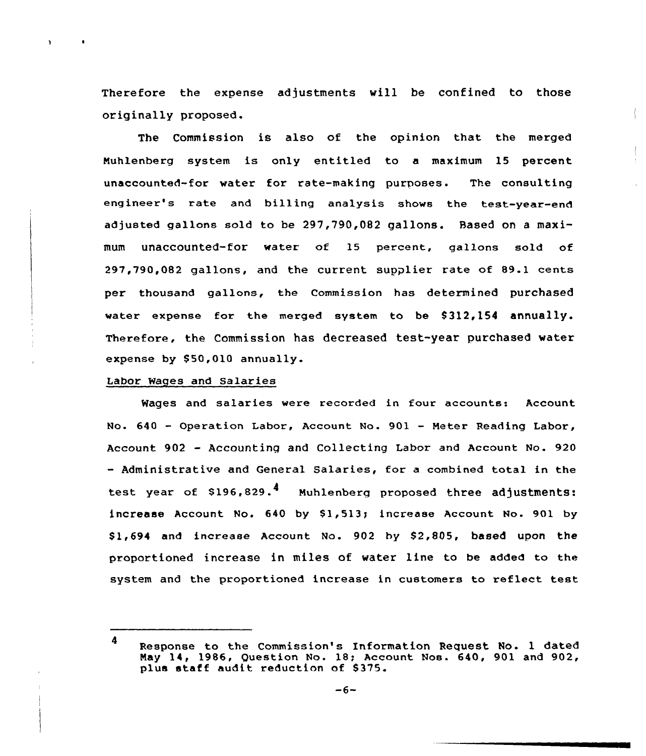Therefore the expense adjustments will be confined to those originally proposed.

The Commission is also of the opinion that the merged Muhlenberg system is only entitled to a maximum 15 percent unaccounted-for water for rate-making purposes. The consulting engineer's rate and billing analysis shows the test-year-end adjusted gallons sold to be 297,790,082 gallons. Based on a maximum unaccounted-for water of 15 percent, gallons sold of 297,790,082 gallons, and the current supplier rate of 89.1 cents per thousand gallons, the Commission has determined purchased water expense for the merged system to be $312,154 annually. Therefore, the Commission has decreased test-year purchased water expense by $50,010 annually.

Labor Wages and Salaries

Wages and salaries were recorded in four accounts: Account No. 640 - Operation Labor, Account No. 901 - Meter Reading Labor, Account 902 - Accounting and Collecting Labor and Account No. 920 - Administrative and General Salaries, for a combined total in the test year of $196,829.[4] Muhlenberg proposed three adjustments: increase Account No. 640 by $1,513; increase Account No. 901 by $1,694 and increase Account No. 902 by $2,805, based upon the proportioned increase in miles of water line to be added to the system and the proportioned increase in customers to reflect test

[4] Response to the Commission's Information Request No. 1 dated May 14, 1986, Question No. 18; Account Nos. 640, 901 and 902, plus staff audit reduction of $375.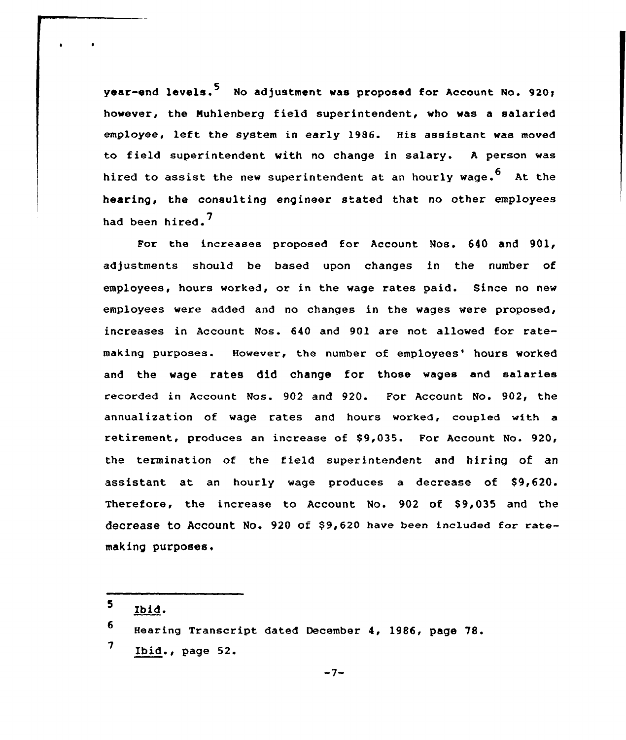year-end levels.[5] No adjustment was proposed for Account No. 920; however, the Muhlenberg field superintendent, who was a salaried employee, left the system in early 1986. His assistant was moved to field superintendent with no change in salary. A person was hired to assist the new superintendent at an hourly wage.[6] At the hearing, the consulting engineer stated that no other employees had been hired.[7]

For the increases proposed for Account Nos. 640 and 901, adjustments should be based upon changes in the number of employees, hours worked, or in the wage rates paid. Since no new employees were added and no changes in the wages were proposed, increases in Account Nos. 640 and 901 are not allowed for rate-making purposes. However, the number of employees' hours worked and the wage rates did change for those wages and salaries recorded in Account Nos. 902 and 920. For Account No. 902, the annualization of wage rates and hours worked, coupled with a retirement, produces an increase of $9,035. For Account No. 920, the termination of the field superintendent and hiring of an assistant at an hourly wage produces a decrease of $9,620. Therefore, the increase to Account No. 902 of $9,035 and the decrease to Account No. 920 of $9,620 have been included for rate-making purposes.

---

[5] Ibid.

[6] Hearing Transcript dated December 4, 1986, page 78.

[7] Ibid., page 52.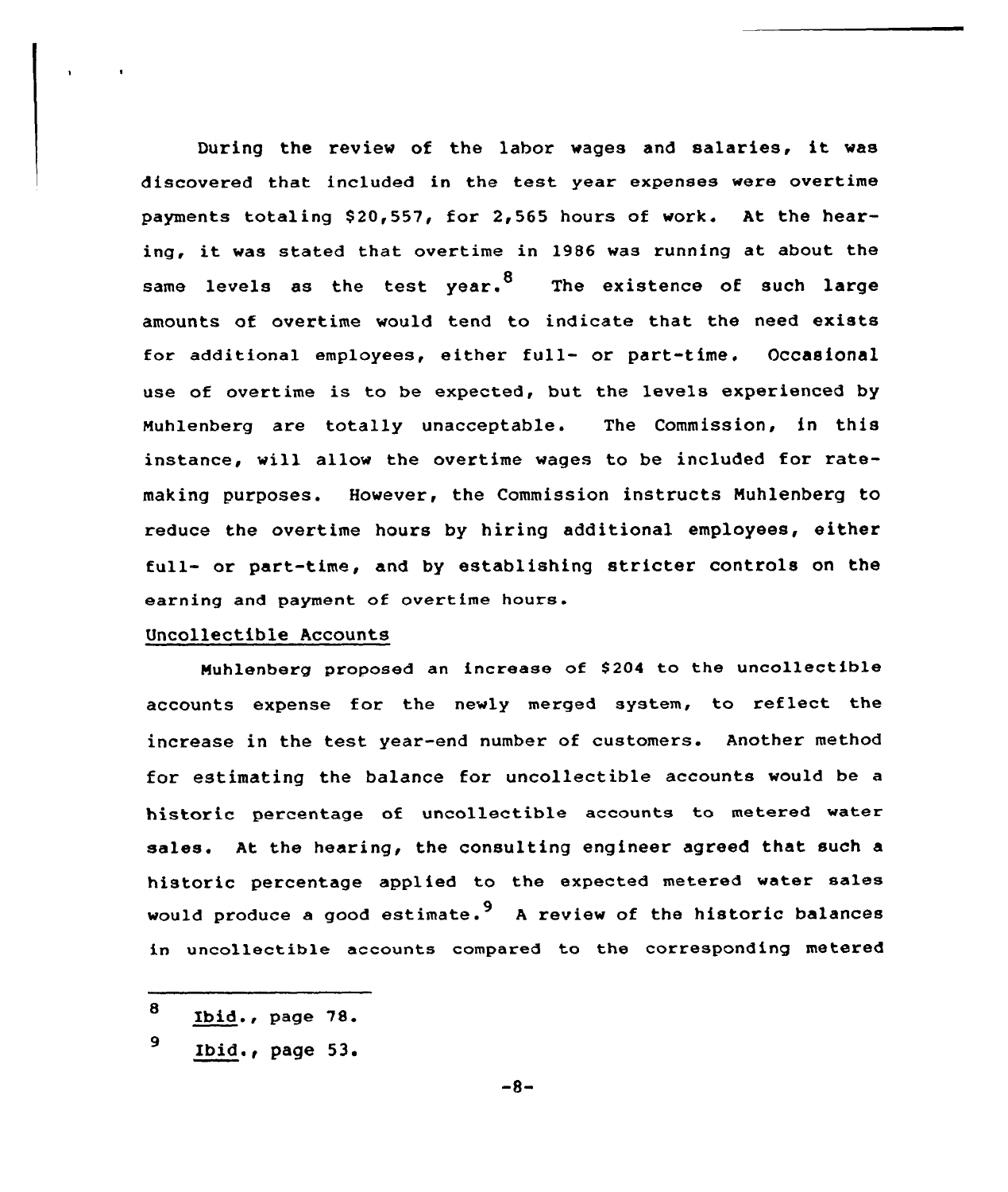During the review of the labor wages and salaries, it was discovered that included in the test year expenses were overtime payments totaling $20,557, for 2,565 hours of work. At the hearing, it was stated that overtime in 1986 was running at about the same levels as the test year.[8] The existence of such large amounts of overtime would tend to indicate that the need exists for additional employees, either full- or part-time. Occasional use of overtime is to be expected, but the levels experienced by Muhlenberg are totally unacceptable. The Commission, in this instance, will allow the overtime wages to be included for rate-making purposes. However, the Commission instructs Muhlenberg to reduce the overtime hours by hiring additional employees, either full- or part-time, and by establishing stricter controls on the earning and payment of overtime hours.

## Uncollectible Accounts

Muhlenberg proposed an increase of $204 to the uncollectible accounts expense for the newly merged system, to reflect the increase in the test year-end number of customers. Another method for estimating the balance for uncollectible accounts would be a historic percentage of uncollectible accounts to metered water sales. At the hearing, the consulting engineer agreed that such a historic percentage applied to the expected metered water sales would produce a good estimate.[9] A review of the historic balances in uncollectible accounts compared to the corresponding metered

---

[8] Ibid., page 78.

[9] Ibid., page 53.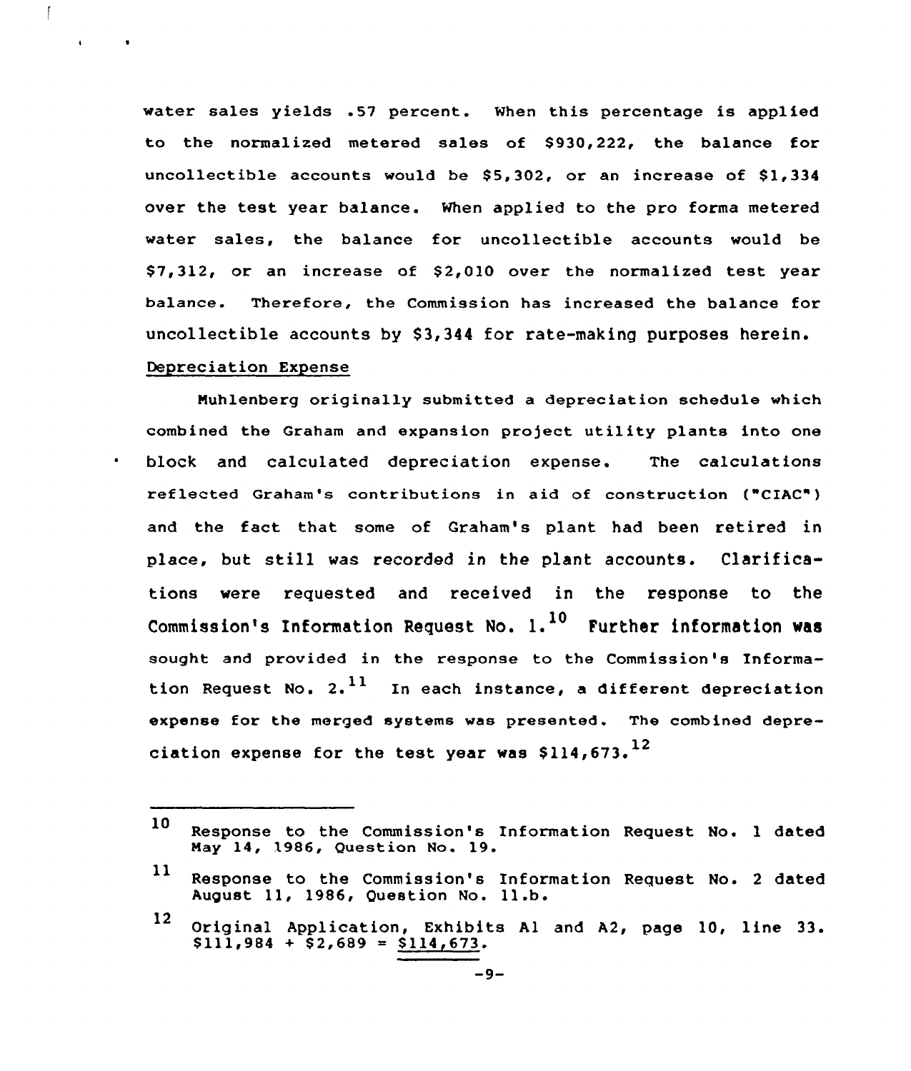water sales yields .57 percent. When this percentage is applied to the normalized metered sales of $930,222, the balance for uncollectible accounts would be $5,302, or an increase of $1,334 over the test year balance. When applied to the pro forma metered water sales, the balance for uncollectible accounts would be $7,312, or an increase of $2,010 over the normalized test year balance. Therefore, the Commission has increased the balance for uncollectible accounts by $3,344 for rate-making purposes herein.

Depreciation Expense

Muhlenberg originally submitted a depreciation schedule which combined the Graham and expansion project utility plants into one block and calculated depreciation expense. The calculations reflected Graham's contributions in aid of construction ("CIAC") and the fact that some of Graham's plant had been retired in place, but still was recorded in the plant accounts. Clarifications were requested and received in the response to the Commission's Information Request No. 1.[10] Further information was sought and provided in the response to the Commission's Information Request No. 2.[11] In each instance, a different depreciation expense for the merged systems was presented. The combined depreciation expense for the test year was $114,673.[12]

---

[10] Response to the Commission's Information Request No. 1 dated May 14, 1986, Question No. 19.

[11] Response to the Commission's Information Request No. 2 dated August 11, 1986, Question No. 11.b.

[12] Original Application, Exhibits A1 and A2, page 10, line 33. $111,984 + $2,689 = $114,673.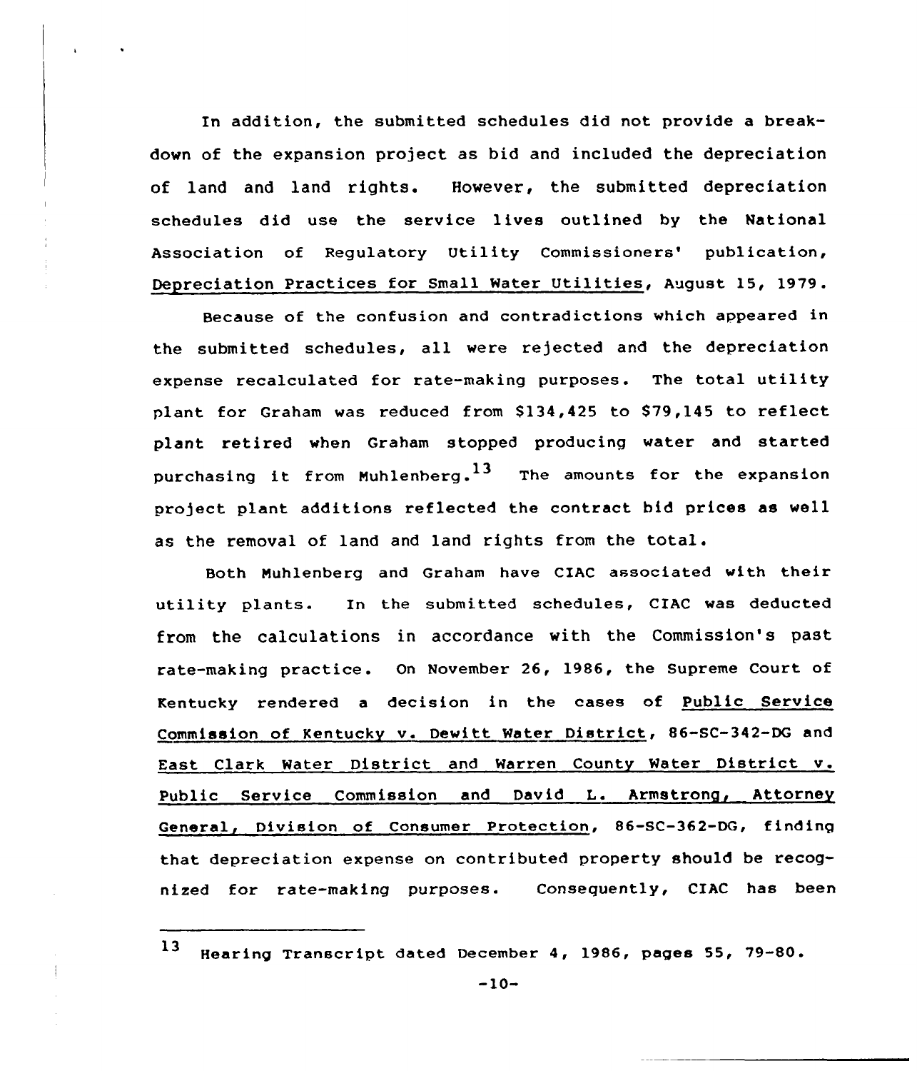In addition, the submitted schedules did not provide a breakdown of the expansion project as bid and included the depreciation of land and land rights. However, the submitted depreciation schedules did use the service lives outlined by the National Association of Regulatory Utility Commissioners' publication, Depreciation Practices for Small Water Utilities, August 15, 1979.

Because of the confusion and contradictions which appeared in the submitted schedules, all were rejected and the depreciation expense recalculated for rate-making purposes. The total utility plant for Graham was reduced from $134,425 to $79,145 to reflect plant retired when Graham stopped producing water and started purchasing it from Muhlenberg.[13] The amounts for the expansion project plant additions reflected the contract bid prices as well as the removal of land and land rights from the total.

Both Muhlenberg and Graham have CIAC associated with their utility plants. In the submitted schedules, CIAC was deducted from the calculations in accordance with the Commission's past rate-making practice. On November 26, 1986, the Supreme Court of Kentucky rendered a decision in the cases of Public Service Commission of Kentucky v. Dewitt Water District, 86-SC-342-DG and East Clark Water District and Warren County Water District v. Public Service Commission and David L. Armstrong, Attorney General, Division of Consumer Protection, 86-SC-362-DG, finding that depreciation expense on contributed property should be recognized for rate-making purposes. Consequently, CIAC has been

---

[13] Hearing Transcript dated December 4, 1986, pages 55, 79-80.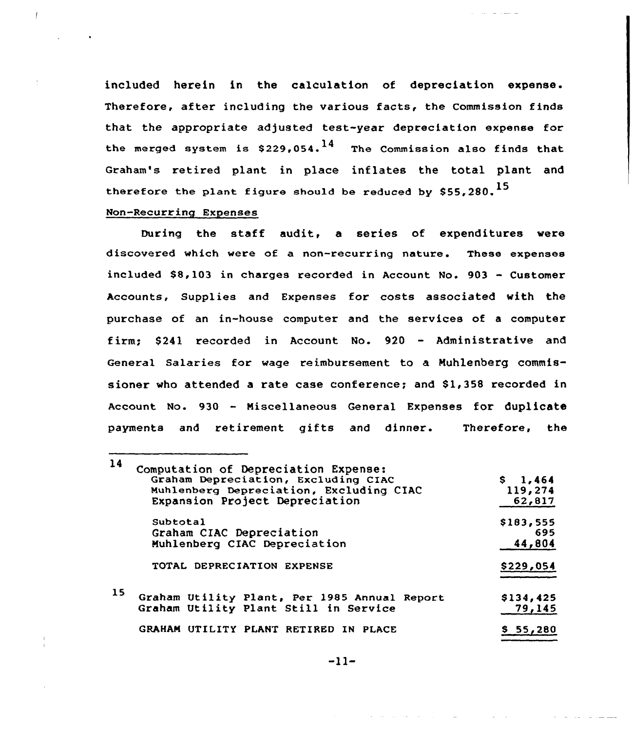included herein in the calculation of depreciation expense. Therefore, after including the various facts, the Commission finds that the appropriate adjusted test-year depreciation expense for the merged system is $229,054.[14] The Commission also finds that Graham's retired plant in place inflates the total plant and therefore the plant figure should be reduced by $55,280.[15]

Non-Recurring Expenses

During the staff audit, a series of expenditures were discovered which were of a non-recurring nature. These expenses included $8,103 in charges recorded in Account No. 903 - Customer Accounts, Supplies and Expenses for costs associated with the purchase of an in-house computer and the services of a computer firm; $241 recorded in Account No. 920 - Administrative and General Salaries for wage reimbursement to a Muhlenberg commissioner who attended a rate case conference; and $1,358 recorded in Account No. 930 - Miscellaneous General Expenses for duplicate payments and retirement gifts and dinner. Therefore, the

---

[14] Computation of Depreciation Expense:

| | |
|---|---|
| Graham Depreciation, Excluding CIAC | $ 1,464 |
| Muhlenberg Depreciation, Excluding CIAC | 119,274 |
| Expansion Project Depreciation | 62,817 |
| Subtotal | $183,555 |
| Graham CIAC Depreciation | 695 |
| Muhlenberg CIAC Depreciation | 44,804 |
| TOTAL DEPRECIATION EXPENSE | $229,054 |

[15]

| | |
|---|---|
| Graham Utility Plant, Per 1985 Annual Report | $134,425 |
| Graham Utility Plant Still in Service | 79,145 |
| GRAHAM UTILITY PLANT RETIRED IN PLACE | $ 55,280 |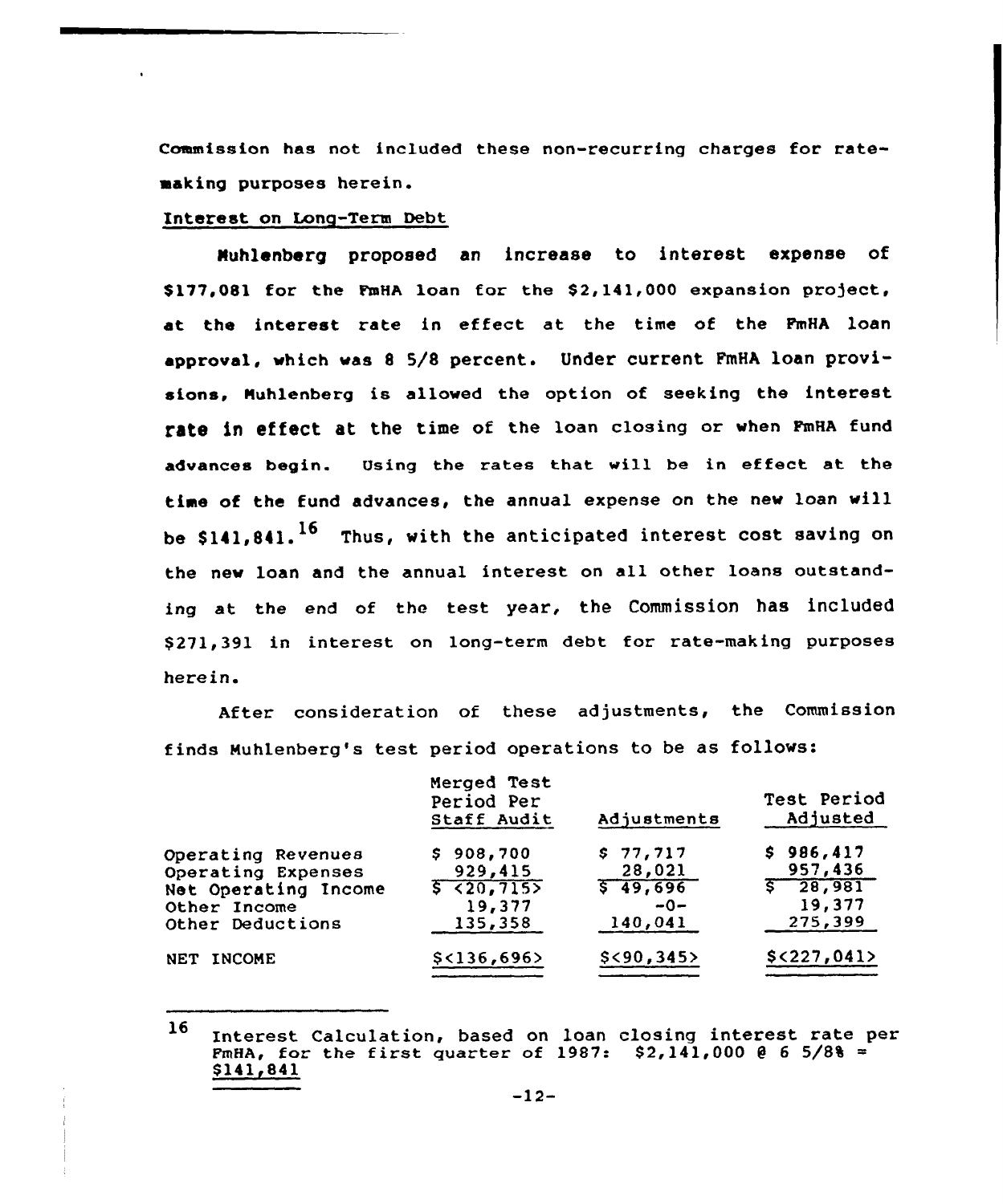Commission has not included these non-recurring charges for rate-making purposes herein.

Interest on Long-Term Debt

Muhlenberg proposed an increase to interest expense of $177,081 for the FmHA loan for the $2,141,000 expansion project, at the interest rate in effect at the time of the FmHA loan approval, which was 8 5/8 percent. Under current FmHA loan provisions, Muhlenberg is allowed the option of seeking the interest rate in effect at the time of the loan closing or when FmHA fund advances begin. Using the rates that will be in effect at the time of the fund advances, the annual expense on the new loan will be $141,841.[16] Thus, with the anticipated interest cost saving on the new loan and the annual interest on all other loans outstanding at the end of the test year, the Commission has included $271,391 in interest on long-term debt for rate-making purposes herein.

After consideration of these adjustments, the Commission finds Muhlenberg's test period operations to be as follows:

| | Merged Test Period Per Staff Audit | Adjustments | Test Period Adjusted |
|---|---|---|---|
| Operating Revenues | $ 908,700 | $ 77,717 | $ 986,417 |
| Operating Expenses | 929,415 | 28,021 | 957,436 |
| Net Operating Income | $ <20,715> | $ 49,696 | $ 28,981 |
| Other Income | 19,377 | -0- | 19,377 |
| Other Deductions | 135,358 | 140,041 | 275,399 |
| NET INCOME | $<136,696> | $<90,345> | $<227,041> |

16 Interest Calculation, based on loan closing interest rate per FmHA, for the first quarter of 1987: $2,141,000 @ 6 5/8% = $141,841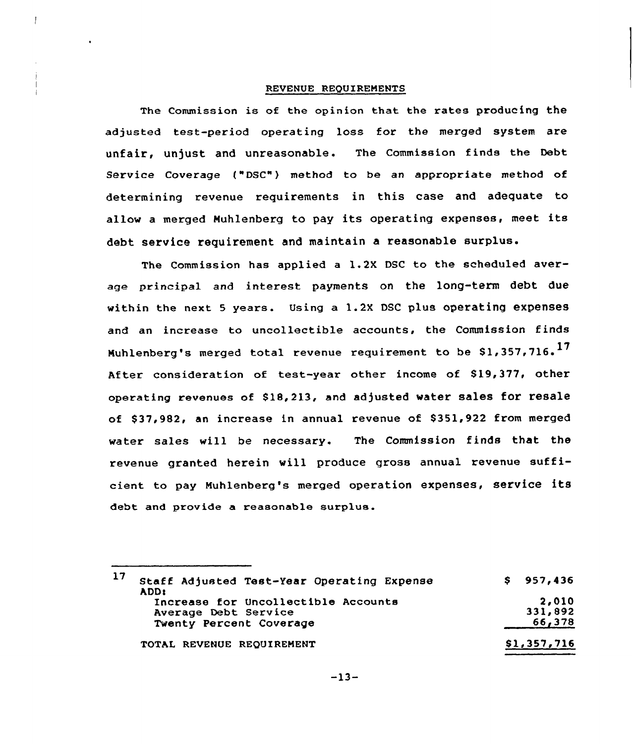## REVENUE REQUIREMENTS

The Commission is of the opinion that the rates producing the adjusted test-period operating loss for the merged system are unfair, unjust and unreasonable. The Commission finds the Debt Service Coverage ("DSC") method to be an appropriate method of determining revenue requirements in this case and adequate to allow a merged Muhlenberg to pay its operating expenses, meet its debt service requirement and maintain a reasonable surplus.

The Commission has applied a 1.2X DSC to the scheduled average principal and interest payments on the long-term debt due within the next 5 years. Using a 1.2X DSC plus operating expenses and an increase to uncollectible accounts, the Commission finds Muhlenberg's merged total revenue requirement to be $1,357,716.[17] After consideration of test-year other income of $19,377, other operating revenues of $18,213, and adjusted water sales for resale of $37,982, an increase in annual revenue of $351,922 from merged water sales will be necessary. The Commission finds that the revenue granted herein will produce gross annual revenue sufficient to pay Muhlenberg's merged operation expenses, service its debt and provide a reasonable surplus.

---

[17]

| | |
|---|---:|
| Staff Adjusted Test-Year Operating Expense | $ 957,436 |
| ADD: | |
| Increase for Uncollectible Accounts | 2,010 |
| Average Debt Service | 331,892 |
| Twenty Percent Coverage | 66,378 |
| TOTAL REVENUE REQUIREMENT | $1,357,716 |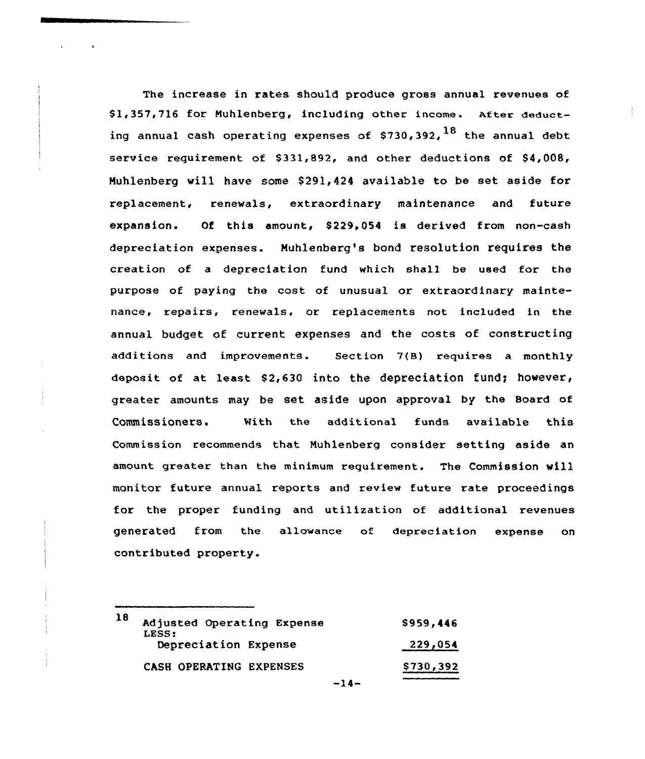The increase in rates should produce gross annual revenues of $1,357,716 for Muhlenberg, including other income. After deducting annual cash operating expenses of $730,392,[18] the annual debt service requirement of $331,892, and other deductions of $4,008, Muhlenberg will have some $291,424 available to be set aside for replacement, renewals, extraordinary maintenance and future expansion. Of this amount, $229,054 is derived from non-cash depreciation expenses. Muhlenberg's bond resolution requires the creation of a depreciation fund which shall be used for the purpose of paying the cost of unusual or extraordinary maintenance, repairs, renewals, or replacements not included in the annual budget of current expenses and the costs of constructing additions and improvements. Section 7(B) requires a monthly deposit of at least $2,630 into the depreciation fund; however, greater amounts may be set aside upon approval by the Board of Commissioners. With the additional funds available this Commission recommends that Muhlenberg consider setting aside an amount greater than the minimum requirement. The Commission will monitor future annual reports and review future rate proceedings for the proper funding and utilization of additional revenues generated from the allowance of depreciation expense on contributed property.

---

[18]

| | |
|---|---|
| Adjusted Operating Expense | $959,446 |
| LESS: | |
| Depreciation Expense | 229,054 |
| CASH OPERATING EXPENSES | $730,392 |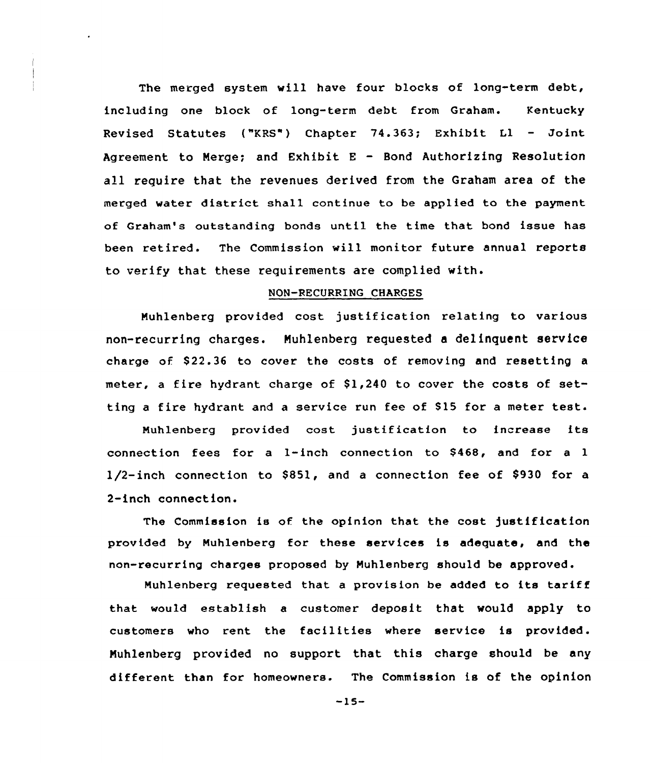The merged system will have four blocks of long-term debt, including one block of long-term debt from Graham. Kentucky Revised Statutes ("KRS") Chapter 74.363; Exhibit L1 - Joint Agreement to Merge; and Exhibit E - Bond Authorizing Resolution all require that the revenues derived from the Graham area of the merged water district shall continue to be applied to the payment of Graham's outstanding bonds until the time that bond issue has been retired. The Commission will monitor future annual reports to verify that these requirements are complied with.

## NON-RECURRING CHARGES

Muhlenberg provided cost justification relating to various non-recurring charges. Muhlenberg requested a delinquent service charge of $22.36 to cover the costs of removing and resetting a meter, a fire hydrant charge of $1,240 to cover the costs of setting a fire hydrant and a service run fee of $15 for a meter test.

Muhlenberg provided cost justification to increase its connection fees for a 1-inch connection to $468, and for a 1 1/2-inch connection to $851, and a connection fee of $930 for a 2-inch connection.

The Commission is of the opinion that the cost justification provided by Muhlenberg for these services is adequate, and the non-recurring charges proposed by Muhlenberg should be approved.

Muhlenberg requested that a provision be added to its tariff that would establish a customer deposit that would apply to customers who rent the facilities where service is provided. Muhlenberg provided no support that this charge should be any different than for homeowners. The Commission is of the opinion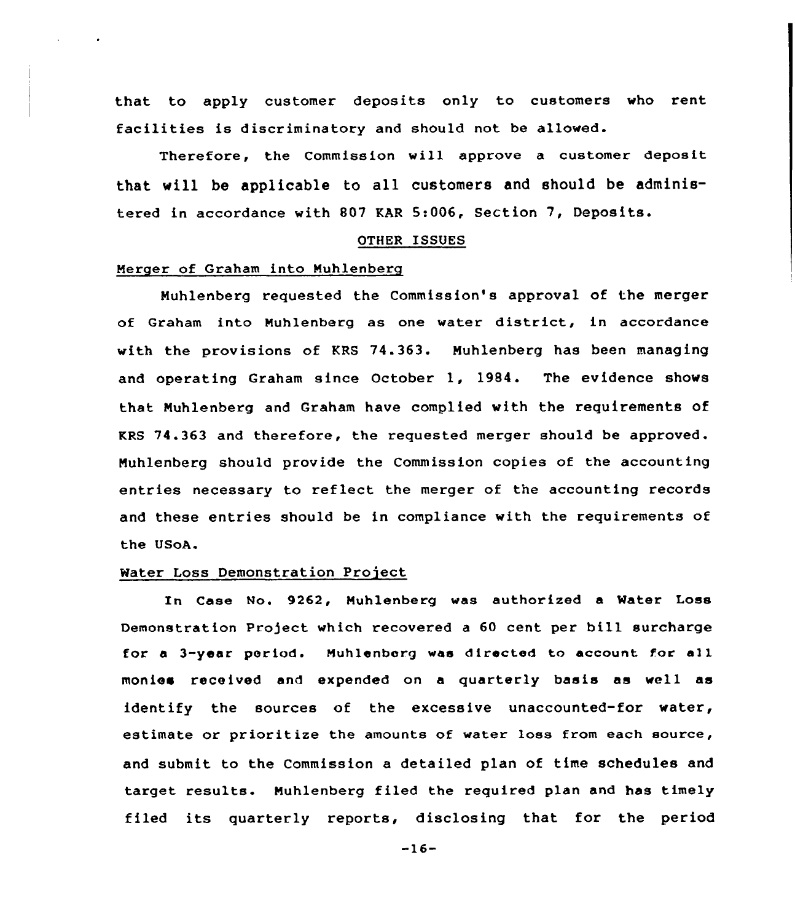that to apply customer deposits only to customers who rent facilities is discriminatory and should not be allowed.

Therefore, the Commission will approve a customer deposit that will be applicable to all customers and should be administered in accordance with 807 KAR 5:006, Section 7, Deposits.

## OTHER ISSUES

### Merger of Graham into Muhlenberg

Muhlenberg requested the Commission's approval of the merger of Graham into Muhlenberg as one water district, in accordance with the provisions of KRS 74.363. Muhlenberg has been managing and operating Graham since October 1, 1984. The evidence shows that Muhlenberg and Graham have complied with the requirements of KRS 74.363 and therefore, the requested merger should be approved. Muhlenberg should provide the Commission copies of the accounting entries necessary to reflect the merger of the accounting records and these entries should be in compliance with the requirements of the USoA.

### Water Loss Demonstration Project

In Case No. 9262, Muhlenberg was authorized a Water Loss Demonstration Project which recovered a 60 cent per bill surcharge for a 3-year period. Muhlenberg was directed to account for all monies received and expended on a quarterly basis as well as identify the sources of the excessive unaccounted-for water, estimate or prioritize the amounts of water loss from each source, and submit to the Commission a detailed plan of time schedules and target results. Muhlenberg filed the required plan and has timely filed its quarterly reports, disclosing that for the period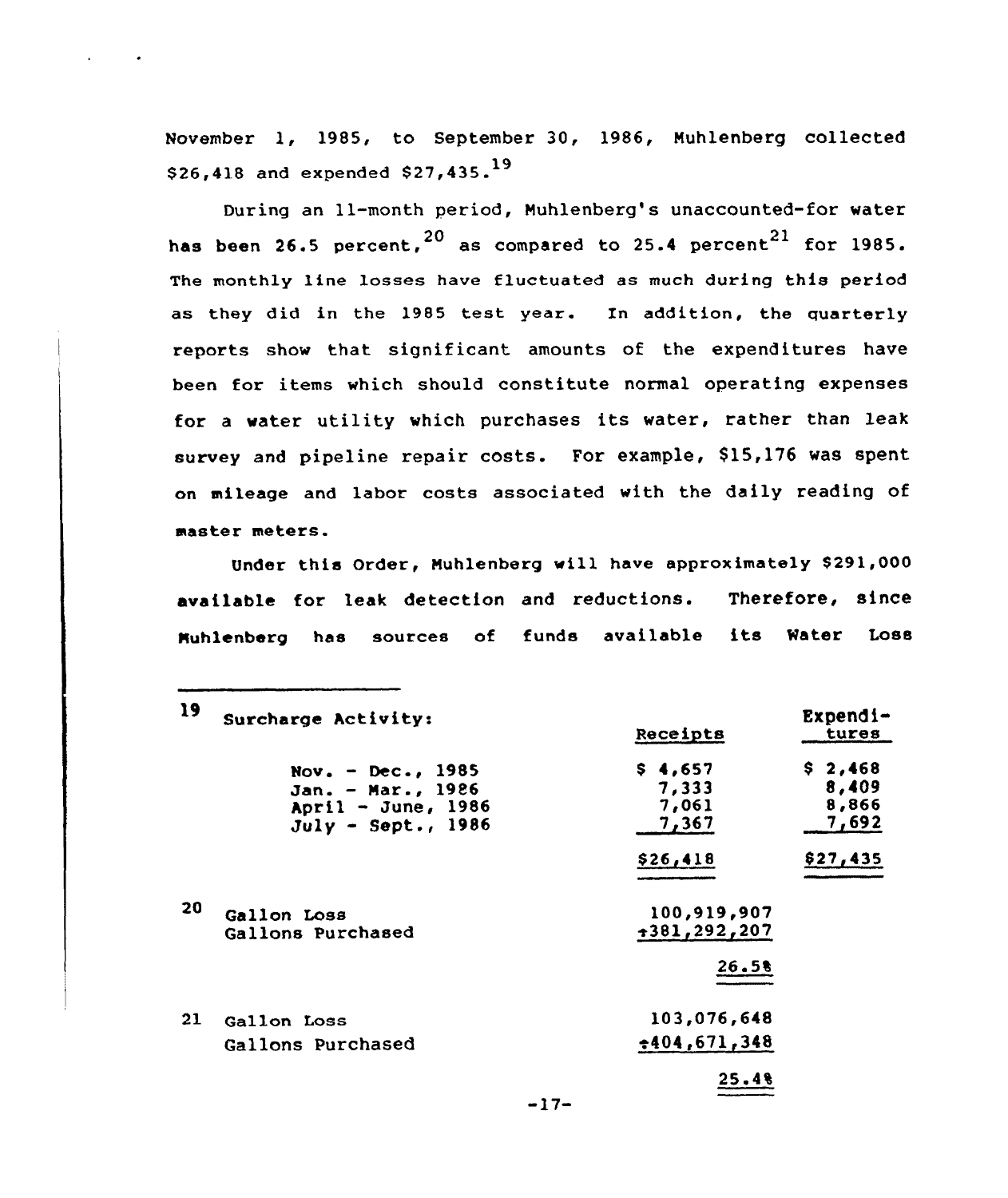November 1, 1985, to September 30, 1986, Muhlenberg collected $26,418 and expended $27,435.[19]

During an 11-month period, Muhlenberg's unaccounted-for water has been 26.5 percent,[20] as compared to 25.4 percent[21] for 1985. The monthly line losses have fluctuated as much during this period as they did in the 1985 test year. In addition, the quarterly reports show that significant amounts of the expenditures have been for items which should constitute normal operating expenses for a water utility which purchases its water, rather than leak survey and pipeline repair costs. For example, $15,176 was spent on mileage and labor costs associated with the daily reading of master meters.

Under this Order, Muhlenberg will have approximately $291,000 available for leak detection and reductions. Therefore, since Muhlenberg has sources of funds available its Water Loss

---

[19] Surcharge Activity:

| | Receipts | Expenditures |
|---|---|---|
| Nov. - Dec., 1985 | $ 4,657 | $ 2,468 |
| Jan. - Mar., 1986 | 7,333 | 8,409 |
| April - June, 1986 | 7,061 | 8,866 |
| July - Sept., 1986 | 7,367 | 7,692 |
| | $26,418 | $27,435 |

[20]

| | |
|---|---|
| Gallon Loss | 100,919,907 |
| Gallons Purchased | ÷381,292,207 |
| | 26.5% |

[21]

| | |
|---|---|
| Gallon Loss | 103,076,648 |
| Gallons Purchased | ÷404,671,348 |
| | 25.4% |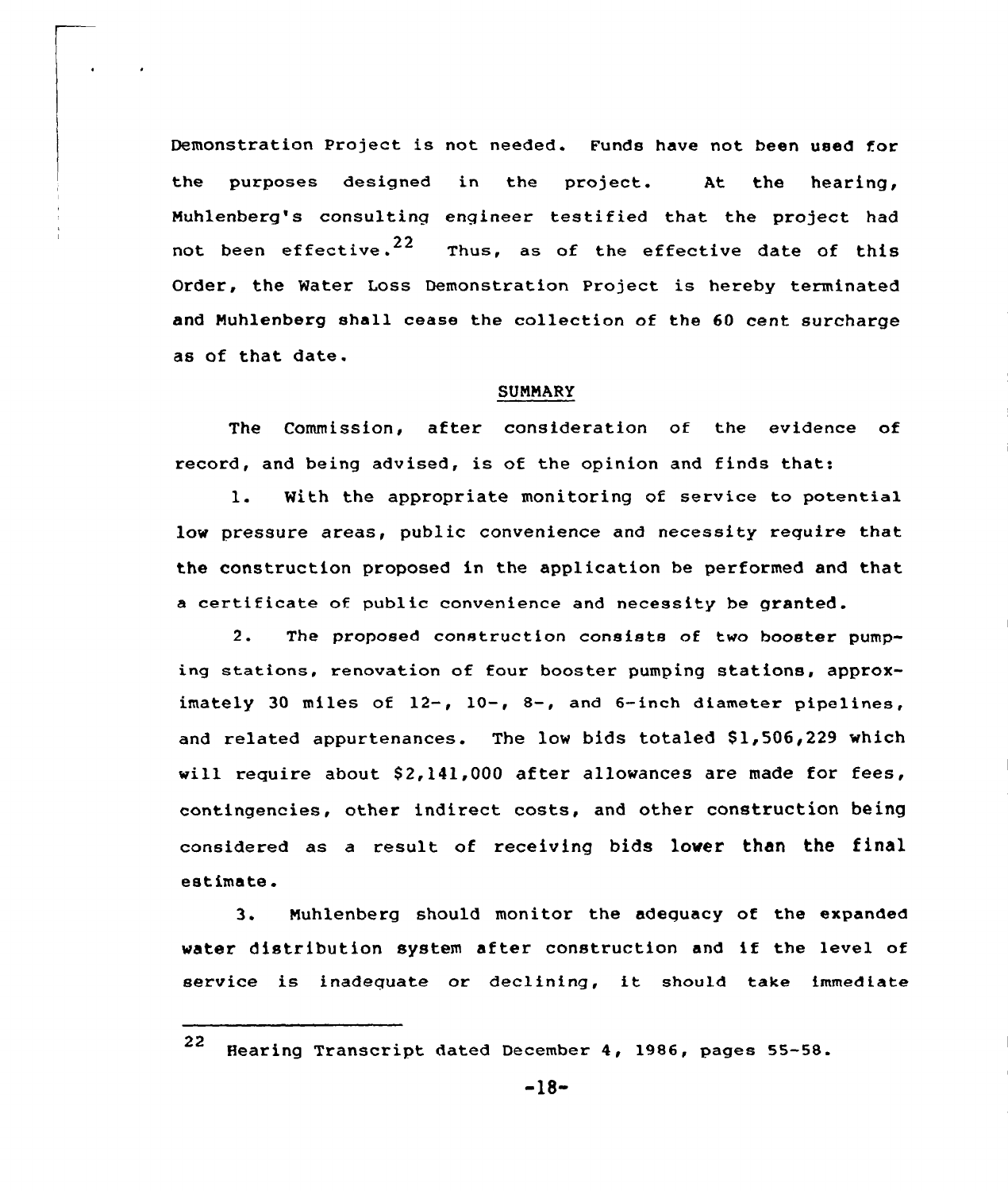Demonstration Project is not needed. Funds have not been used for the purposes designed in the project. At the hearing, Muhlenberg's consulting engineer testified that the project had not been effective.[22] Thus, as of the effective date of this Order, the Water Loss Demonstration Project is hereby terminated and Muhlenberg shall cease the collection of the 60 cent surcharge as of that date.

## SUMMARY

The Commission, after consideration of the evidence of record, and being advised, is of the opinion and finds that:

1. With the appropriate monitoring of service to potential low pressure areas, public convenience and necessity require that the construction proposed in the application be performed and that a certificate of public convenience and necessity be granted.

2. The proposed construction consists of two booster pumping stations, renovation of four booster pumping stations, approximately 30 miles of 12-, 10-, 8-, and 6-inch diameter pipelines, and related appurtenances. The low bids totaled $1,506,229 which will require about $2,141,000 after allowances are made for fees, contingencies, other indirect costs, and other construction being considered as a result of receiving bids lower than the final estimate.

3. Muhlenberg should monitor the adequacy of the expanded water distribution system after construction and if the level of service is inadequate or declining, it should take immediate

---

[22] Hearing Transcript dated December 4, 1986, pages 55-58.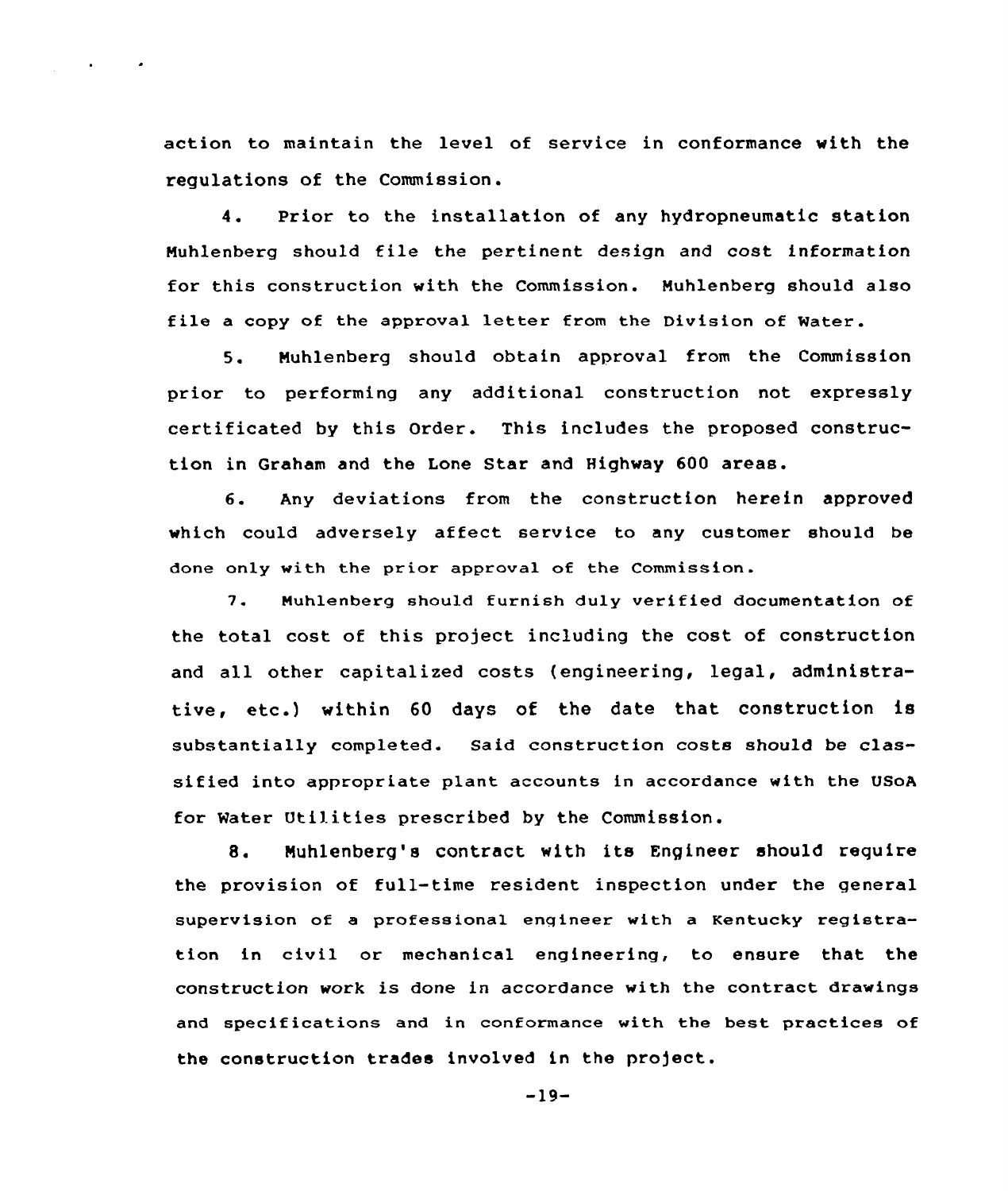action to maintain the level of service in conformance with the regulations of the Commission.

4. Prior to the installation of any hydropneumatic station Muhlenberg should file the pertinent design and cost information for this construction with the Commission. Muhlenberg should also file a copy of the approval letter from the Division of Water.

5. Muhlenberg should obtain approval from the Commission prior to performing any additional construction not expressly certificated by this Order. This includes the proposed construction in Graham and the Lone Star and Highway 600 areas.

6. Any deviations from the construction herein approved which could adversely affect service to any customer should be done only with the prior approval of the Commission.

7. Muhlenberg should furnish duly verified documentation of the total cost of this project including the cost of construction and all other capitalized costs (engineering, legal, administrative, etc.) within 60 days of the date that construction is substantially completed. Said construction costs should be classified into appropriate plant accounts in accordance with the USoA for Water Utilities prescribed by the Commission.

8. Muhlenberg's contract with its Engineer should require the provision of full-time resident inspection under the general supervision of a professional engineer with a Kentucky registration in civil or mechanical engineering, to ensure that the construction work is done in accordance with the contract drawings and specifications and in conformance with the best practices of the construction trades involved in the project.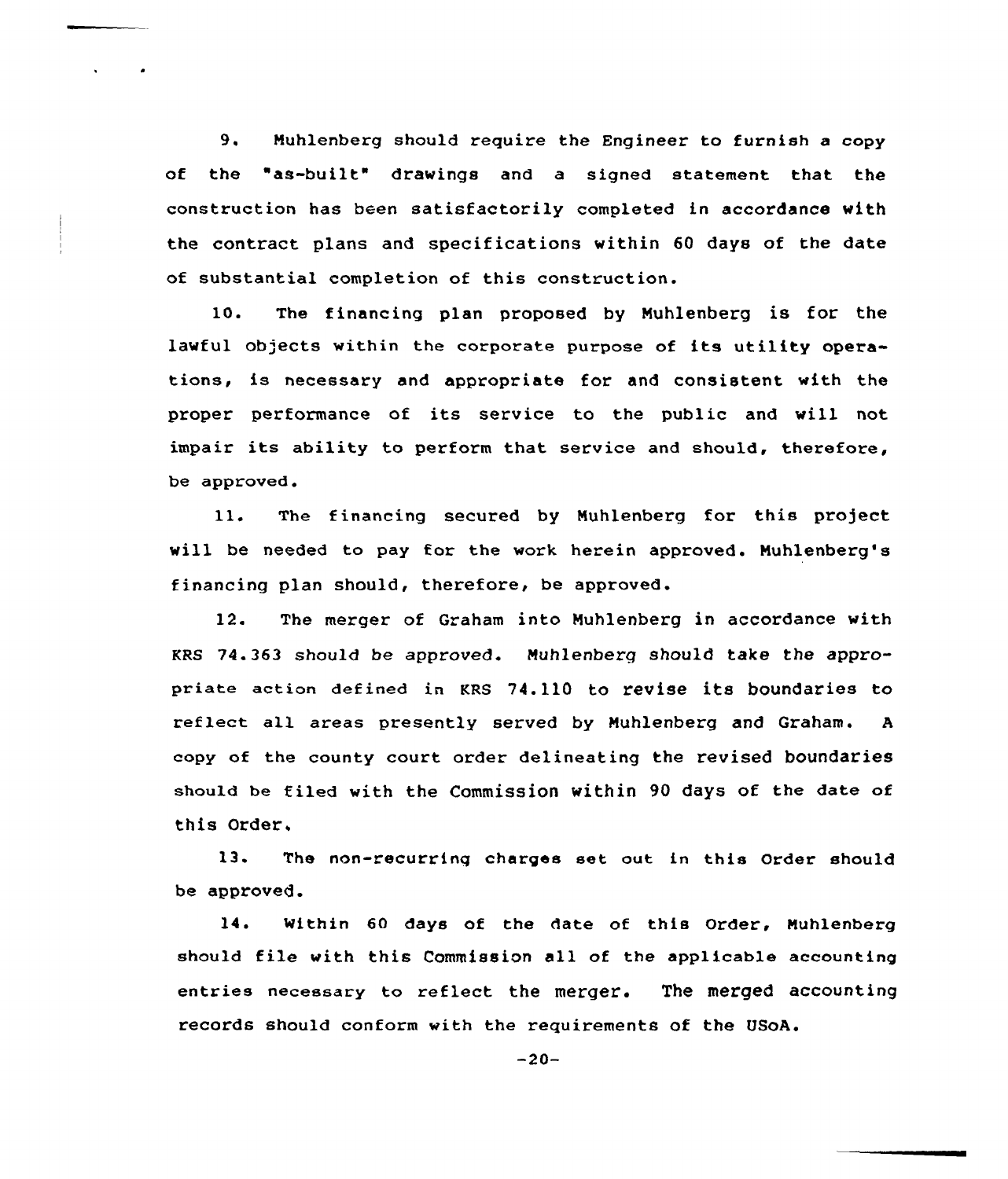9. Muhlenberg should require the Engineer to furnish a copy of the "as-built" drawings and a signed statement that the construction has been satisfactorily completed in accordance with the contract plans and specifications within 60 days of the date of substantial completion of this construction.

10. The financing plan proposed by Muhlenberg is for the lawful objects within the corporate purpose of its utility operations, is necessary and appropriate for and consistent with the proper performance of its service to the public and will not impair its ability to perform that service and should, therefore, be approved.

11. The financing secured by Muhlenberg for this project will be needed to pay for the work herein approved. Muhlenberg's financing plan should, therefore, be approved.

12. The merger of Graham into Muhlenberg in accordance with KRS 74.363 should be approved. Muhlenberg should take the appropriate action defined in KRS 74.110 to revise its boundaries to reflect all areas presently served by Muhlenberg and Graham. A copy of the county court order delineating the revised boundaries should be filed with the Commission within 90 days of the date of this Order.

13. The non-recurring charges set out in this Order should be approved.

14. Within 60 days of the date of this Order, Muhlenberg should file with this Commission all of the applicable accounting entries necessary to reflect the merger. The merged accounting records should conform with the requirements of the USoA.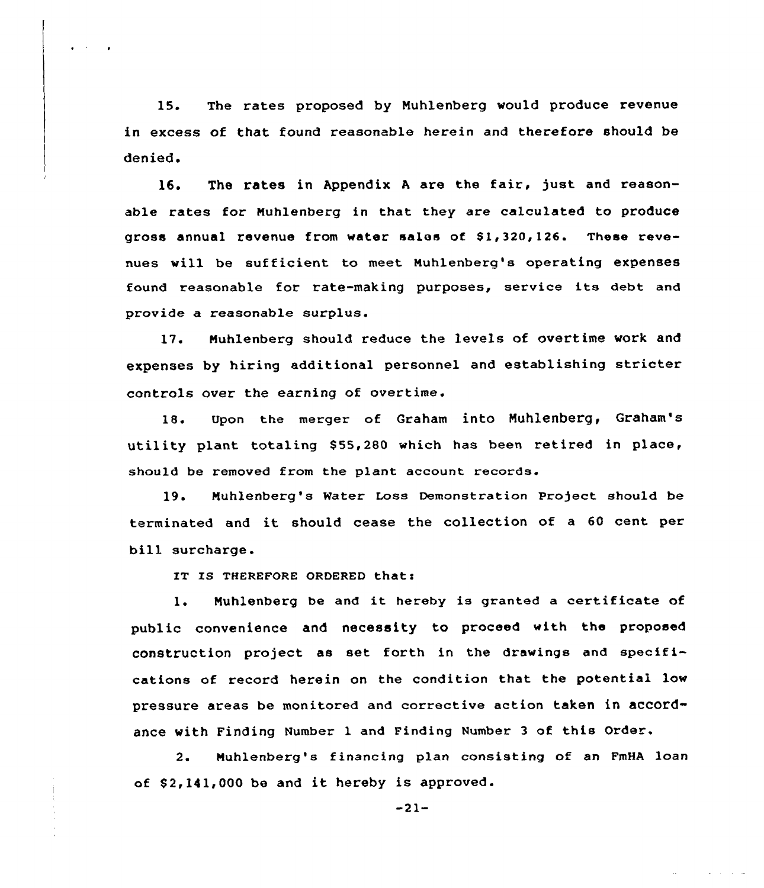15. The rates proposed by Muhlenberg would produce revenue in excess of that found reasonable herein and therefore should be denied.

16. The rates in Appendix A are the fair, just and reasonable rates for Muhlenberg in that they are calculated to produce gross annual revenue from water sales of $1,320,126. These revenues will be sufficient to meet Muhlenberg's operating expenses found reasonable for rate-making purposes, service its debt and provide a reasonable surplus.

17. Muhlenberg should reduce the levels of overtime work and expenses by hiring additional personnel and establishing stricter controls over the earning of overtime.

18. Upon the merger of Graham into Muhlenberg, Graham's utility plant totaling $55,280 which has been retired in place, should be removed from the plant account records.

19. Muhlenberg's Water Loss Demonstration Project should be terminated and it should cease the collection of a 60 cent per bill surcharge.

IT IS THEREFORE ORDERED that:

1. Muhlenberg be and it hereby is granted a certificate of public convenience and necessity to proceed with the proposed construction project as set forth in the drawings and specifications of record herein on the condition that the potential low pressure areas be monitored and corrective action taken in accordance with Finding Number 1 and Finding Number 3 of this Order.

2. Muhlenberg's financing plan consisting of an FmHA loan of $2,141,000 be and it hereby is approved.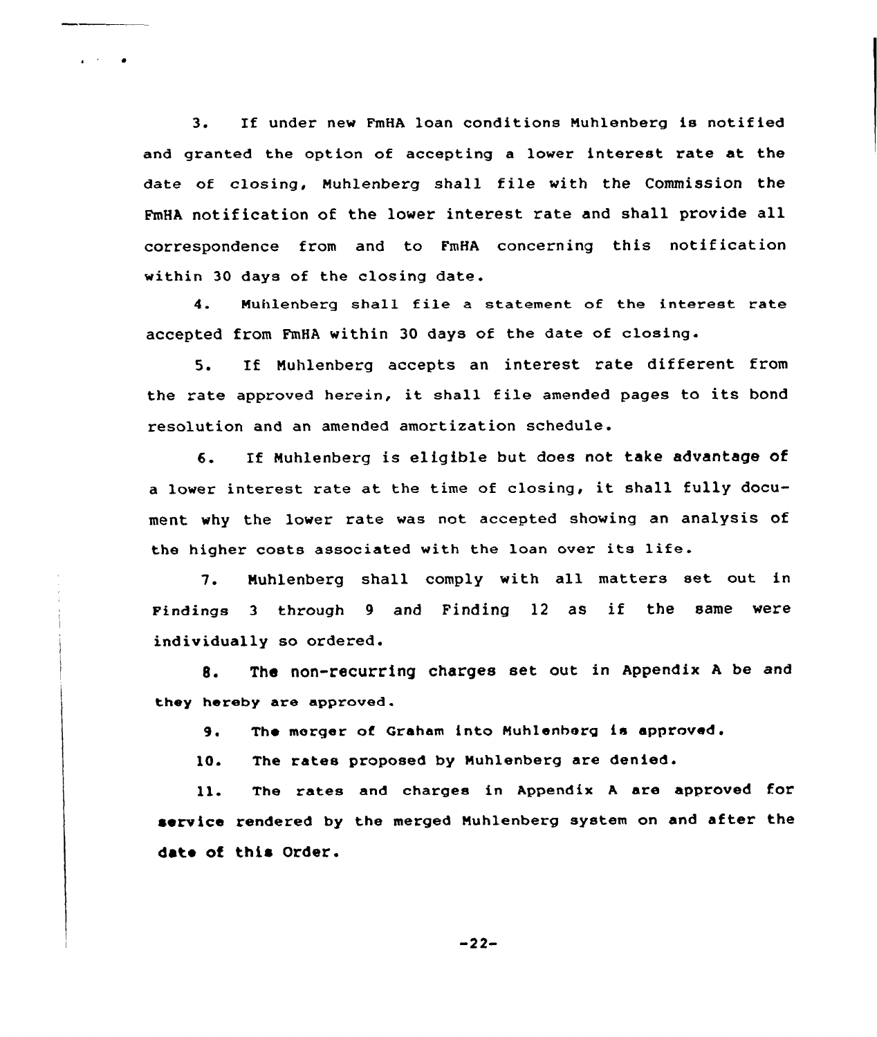3. If under new FmHA loan conditions Muhlenberg is notified and granted the option of accepting a lower interest rate at the date of closing, Muhlenberg shall file with the Commission the FmHA notification of the lower interest rate and shall provide all correspondence from and to FmHA concerning this notification within 30 days of the closing date.

4. Muhlenberg shall file a statement of the interest rate accepted from FmHA within 30 days of the date of closing.

5. If Muhlenberg accepts an interest rate different from the rate approved herein, it shall file amended pages to its bond resolution and an amended amortization schedule.

6. If Muhlenberg is eligible but does not take advantage of a lower interest rate at the time of closing, it shall fully document why the lower rate was not accepted showing an analysis of the higher costs associated with the loan over its life.

7. Muhlenberg shall comply with all matters set out in Findings 3 through 9 and Finding 12 as if the same were individually so ordered.

8. The non-recurring charges set out in Appendix A be and they hereby are approved.

9. The merger of Graham into Muhlenberg is approved.

10. The rates proposed by Muhlenberg are denied.

11. The rates and charges in Appendix A are approved for service rendered by the merged Muhlenberg system on and after the date of this Order.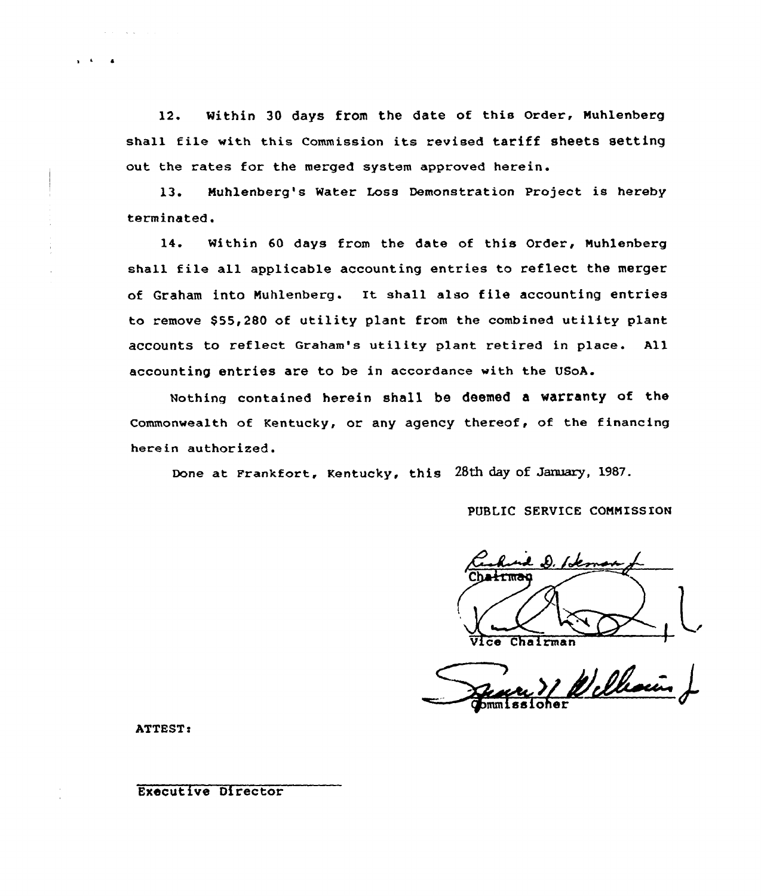12. Within 30 days from the date of this Order, Muhlenberg shall file with this Commission its revised tariff sheets setting out the rates for the merged system approved herein.

13. Muhlenberg's Water Loss Demonstration Project is hereby terminated.

14. Within 60 days from the date of this Order, Muhlenberg shall file all applicable accounting entries to reflect the merger of Graham into Muhlenberg. It shall also file accounting entries to remove $55,280 of utility plant from the combined utility plant accounts to reflect Graham's utility plant retired in place. All accounting entries are to be in accordance with the USoA.

Nothing contained herein shall be deemed a warranty of the Commonwealth of Kentucky, or any agency thereof, of the financing herein authorized.

Done at Frankfort, Kentucky, this 28th day of January, 1987.

PUBLIC SERVICE COMMISSION

Chairman

Vice Chairman

Commissioner

ATTEST:

Executive Director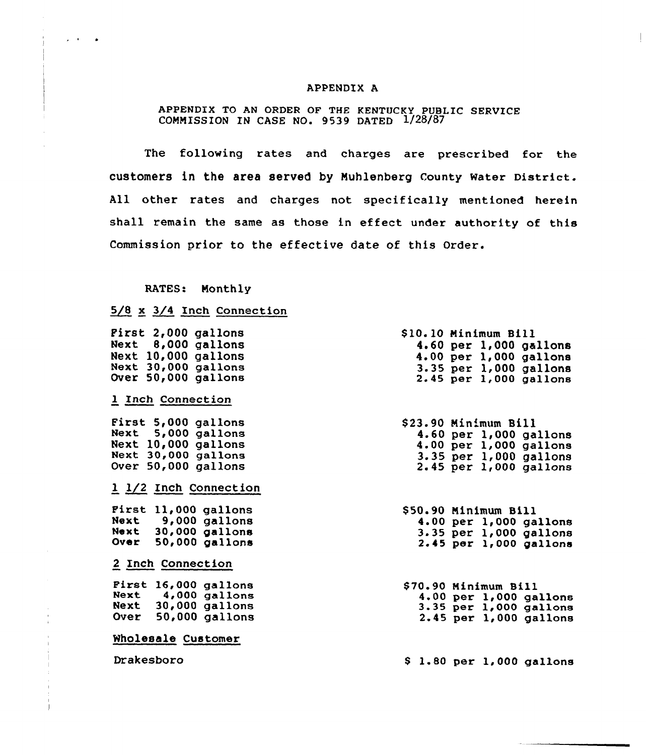# APPENDIX A

APPENDIX TO AN ORDER OF THE KENTUCKY PUBLIC SERVICE COMMISSION IN CASE NO. 9539 DATED 1/28/87

The following rates and charges are prescribed for the customers in the area served by Muhlenberg County Water District. All other rates and charges not specifically mentioned herein shall remain the same as those in effect under authority of this Commission prior to the effective date of this Order.

RATES: Monthly

5/8 x 3/4 Inch Connection

| | |
|---|---|
| First 2,000 gallons | $10.10 Minimum Bill |
| Next 8,000 gallons | 4.60 per 1,000 gallons |
| Next 10,000 gallons | 4.00 per 1,000 gallons |
| Next 30,000 gallons | 3.35 per 1,000 gallons |
| Over 50,000 gallons | 2.45 per 1,000 gallons |

1 Inch Connection

| | |
|---|---|
| First 5,000 gallons | $23.90 Minimum Bill |
| Next 5,000 gallons | 4.60 per 1,000 gallons |
| Next 10,000 gallons | 4.00 per 1,000 gallons |
| Next 30,000 gallons | 3.35 per 1,000 gallons |
| Over 50,000 gallons | 2.45 per 1,000 gallons |

1 1/2 Inch Connection

| | |
|---|---|
| First 11,000 gallons | $50.90 Minimum Bill |
| Next 9,000 gallons | 4.00 per 1,000 gallons |
| Next 30,000 gallons | 3.35 per 1,000 gallons |
| Over 50,000 gallons | 2.45 per 1,000 gallons |

2 Inch Connection

| | |
|---|---|
| First 16,000 gallons | $70.90 Minimum Bill |
| Next 4,000 gallons | 4.00 per 1,000 gallons |
| Next 30,000 gallons | 3.35 per 1,000 gallons |
| Over 50,000 gallons | 2.45 per 1,000 gallons |

Wholesale Customer

| | |
|---|---|
| Drakesboro | $ 1.80 per 1,000 gallons |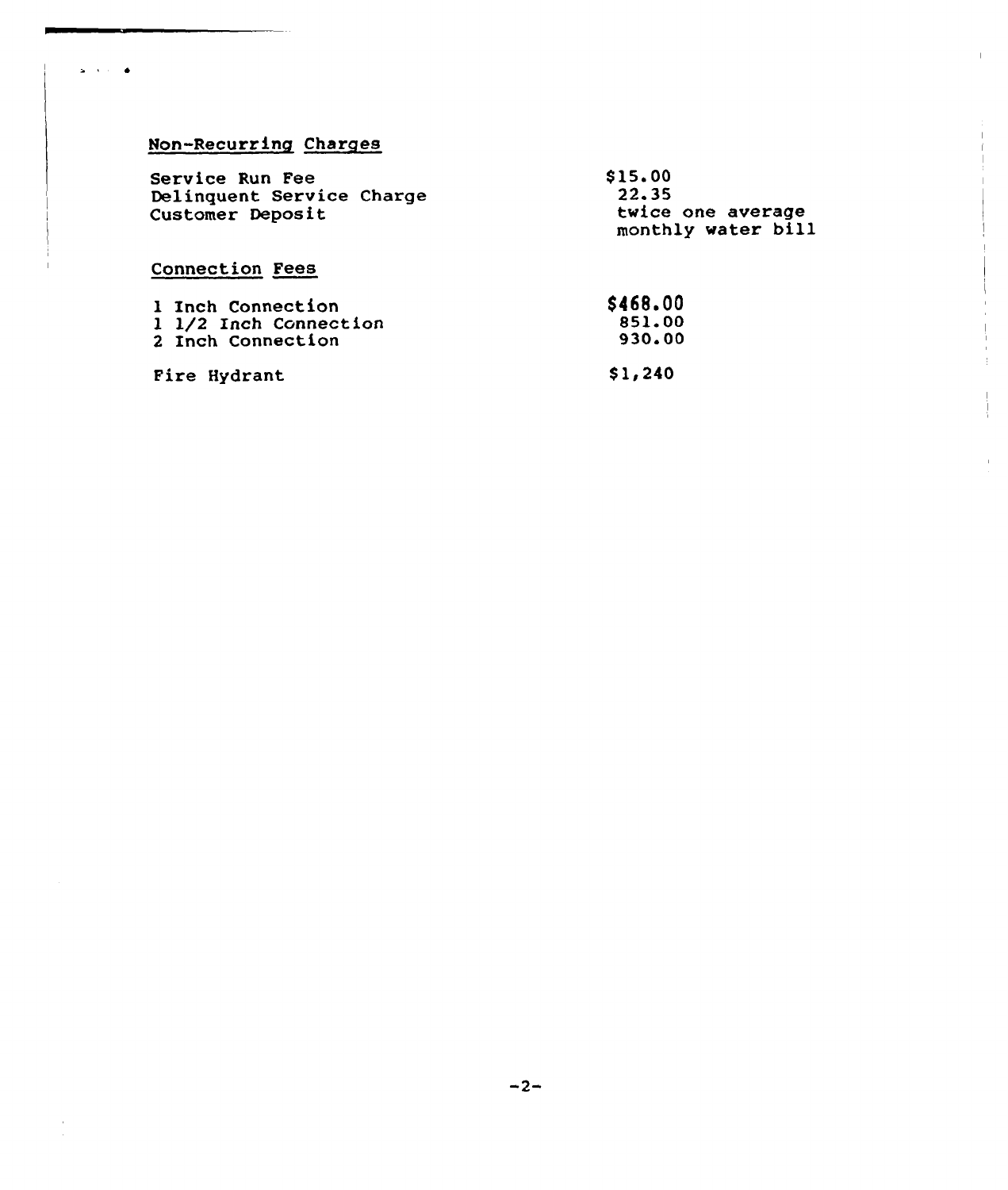Non-Recurring Charges

| | |
|---|---|
| Service Run Fee | $15.00 |
| Delinquent Service Charge | 22.35 |
| Customer Deposit | twice one average monthly water bill |

Connection Fees

| | |
|---|---|
| 1 Inch Connection | $468.00 |
| 1 1/2 Inch Connection | 851.00 |
| 2 Inch Connection | 930.00 |
| Fire Hydrant | $1,240 |